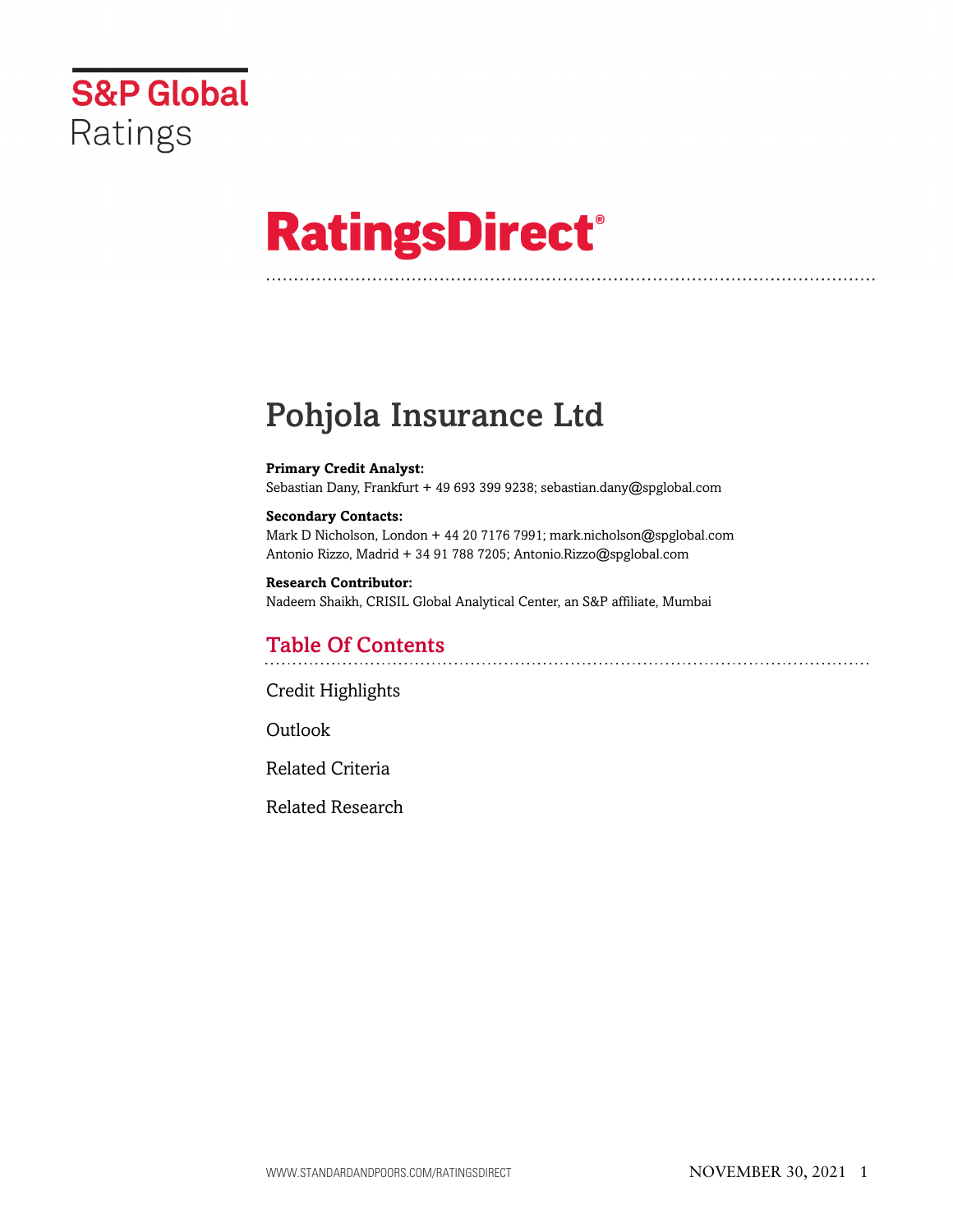S&P Global Ratings

# RatingsDirect®

# Pohjola Insurance Ltd

**Primary Credit Analyst:**
Sebastian Dany, Frankfurt + 49 693 399 9238; sebastian.dany@spglobal.com

**Secondary Contacts:**
Mark D Nicholson, London + 44 20 7176 7991; mark.nicholson@spglobal.com
Antonio Rizzo, Madrid + 34 91 788 7205; Antonio.Rizzo@spglobal.com

**Research Contributor:**
Nadeem Shaikh, CRISIL Global Analytical Center, an S&P affiliate, Mumbai

## Table Of Contents

Credit Highlights

Outlook

Related Criteria

Related Research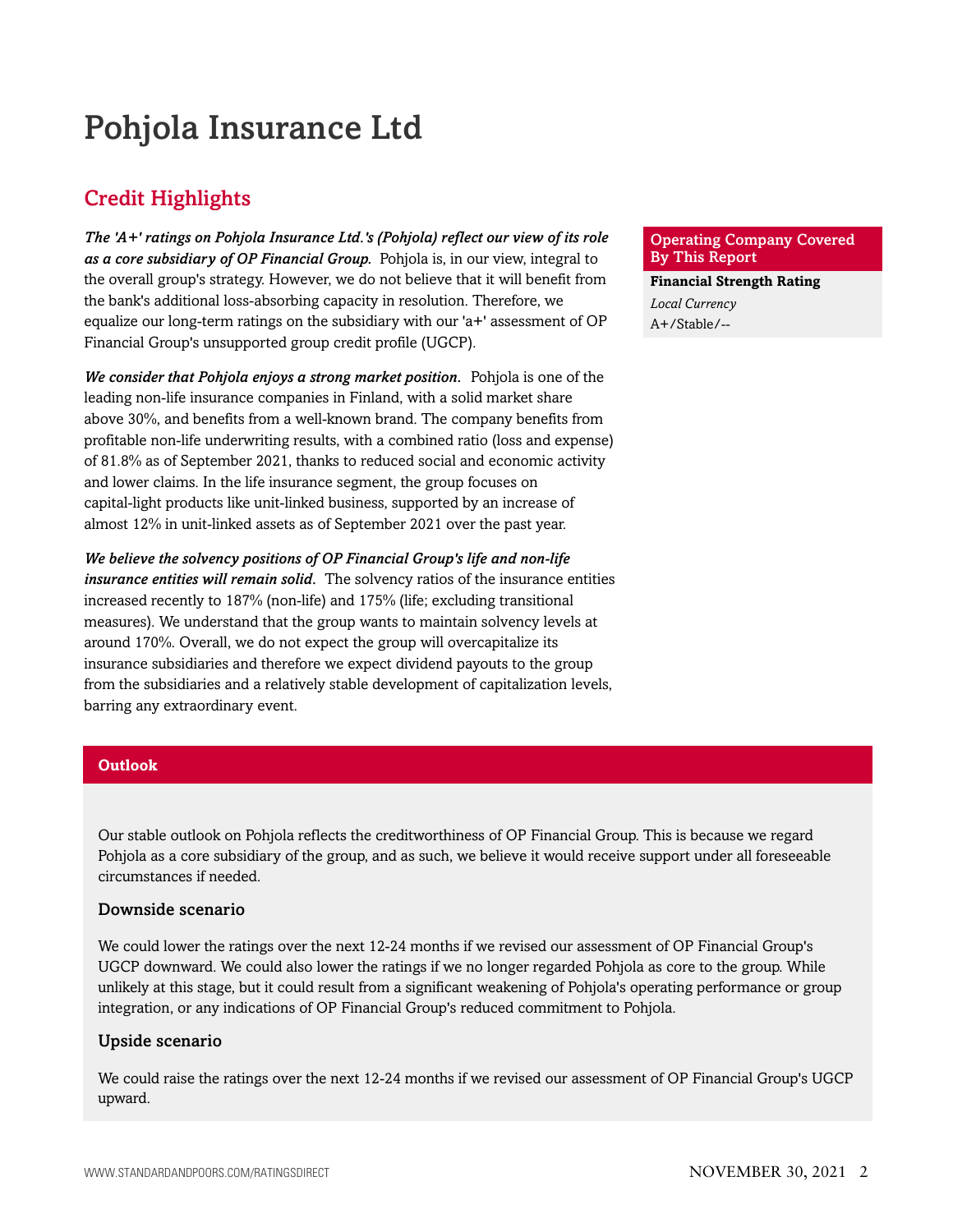# Pohjola Insurance Ltd

## Credit Highlights

***The 'A+' ratings on Pohjola Insurance Ltd.'s (Pohjola) reflect our view of its role as a core subsidiary of OP Financial Group.*** Pohjola is, in our view, integral to the overall group's strategy. However, we do not believe that it will benefit from the bank's additional loss-absorbing capacity in resolution. Therefore, we equalize our long-term ratings on the subsidiary with our 'a+' assessment of OP Financial Group's unsupported group credit profile (UGCP).

***We consider that Pohjola enjoys a strong market position.*** Pohjola is one of the leading non-life insurance companies in Finland, with a solid market share above 30%, and benefits from a well-known brand. The company benefits from profitable non-life underwriting results, with a combined ratio (loss and expense) of 81.8% as of September 2021, thanks to reduced social and economic activity and lower claims. In the life insurance segment, the group focuses on capital-light products like unit-linked business, supported by an increase of almost 12% in unit-linked assets as of September 2021 over the past year.

***We believe the solvency positions of OP Financial Group's life and non-life insurance entities will remain solid.*** The solvency ratios of the insurance entities increased recently to 187% (non-life) and 175% (life; excluding transitional measures). We understand that the group wants to maintain solvency levels at around 170%. Overall, we do not expect the group will overcapitalize its insurance subsidiaries and therefore we expect dividend payouts to the group from the subsidiaries and a relatively stable development of capitalization levels, barring any extraordinary event.

| Operating Company Covered By This Report |
|---|
| **Financial Strength Rating** |
| *Local Currency* |
| A+/Stable/-- |

## Outlook

Our stable outlook on Pohjola reflects the creditworthiness of OP Financial Group. This is because we regard Pohjola as a core subsidiary of the group, and as such, we believe it would receive support under all foreseeable circumstances if needed.

### Downside scenario

We could lower the ratings over the next 12-24 months if we revised our assessment of OP Financial Group's UGCP downward. We could also lower the ratings if we no longer regarded Pohjola as core to the group. While unlikely at this stage, but it could result from a significant weakening of Pohjola's operating performance or group integration, or any indications of OP Financial Group's reduced commitment to Pohjola.

### Upside scenario

We could raise the ratings over the next 12-24 months if we revised our assessment of OP Financial Group's UGCP upward.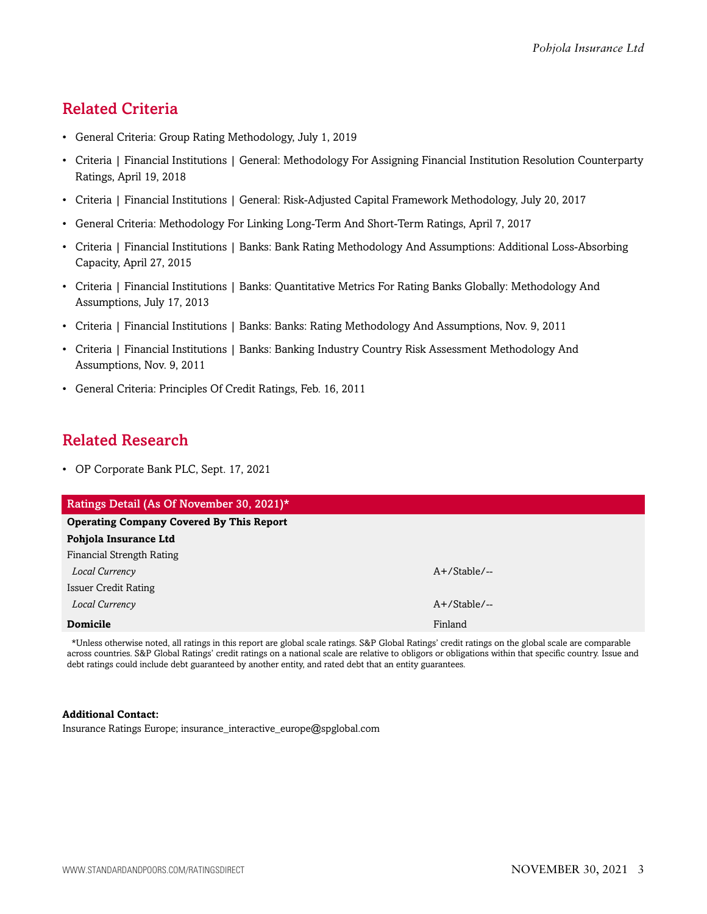## Related Criteria

- General Criteria: Group Rating Methodology, July 1, 2019
- Criteria | Financial Institutions | General: Methodology For Assigning Financial Institution Resolution Counterparty Ratings, April 19, 2018
- Criteria | Financial Institutions | General: Risk-Adjusted Capital Framework Methodology, July 20, 2017
- General Criteria: Methodology For Linking Long-Term And Short-Term Ratings, April 7, 2017
- Criteria | Financial Institutions | Banks: Bank Rating Methodology And Assumptions: Additional Loss-Absorbing Capacity, April 27, 2015
- Criteria | Financial Institutions | Banks: Quantitative Metrics For Rating Banks Globally: Methodology And Assumptions, July 17, 2013
- Criteria | Financial Institutions | Banks: Banks: Rating Methodology And Assumptions, Nov. 9, 2011
- Criteria | Financial Institutions | Banks: Banking Industry Country Risk Assessment Methodology And Assumptions, Nov. 9, 2011
- General Criteria: Principles Of Credit Ratings, Feb. 16, 2011

## Related Research

- OP Corporate Bank PLC, Sept. 17, 2021

| Ratings Detail (As Of November 30, 2021)* | |
|---|---|
| **Operating Company Covered By This Report** | |
| **Pohjola Insurance Ltd** | |
| Financial Strength Rating | |
| *Local Currency* | A+/Stable/-- |
| Issuer Credit Rating | |
| *Local Currency* | A+/Stable/-- |
| **Domicile** | Finland |

*Unless otherwise noted, all ratings in this report are global scale ratings. S&P Global Ratings' credit ratings on the global scale are comparable across countries. S&P Global Ratings' credit ratings on a national scale are relative to obligors or obligations within that specific country. Issue and debt ratings could include debt guaranteed by another entity, and rated debt that an entity guarantees.

**Additional Contact:**
Insurance Ratings Europe; insurance_interactive_europe@spglobal.com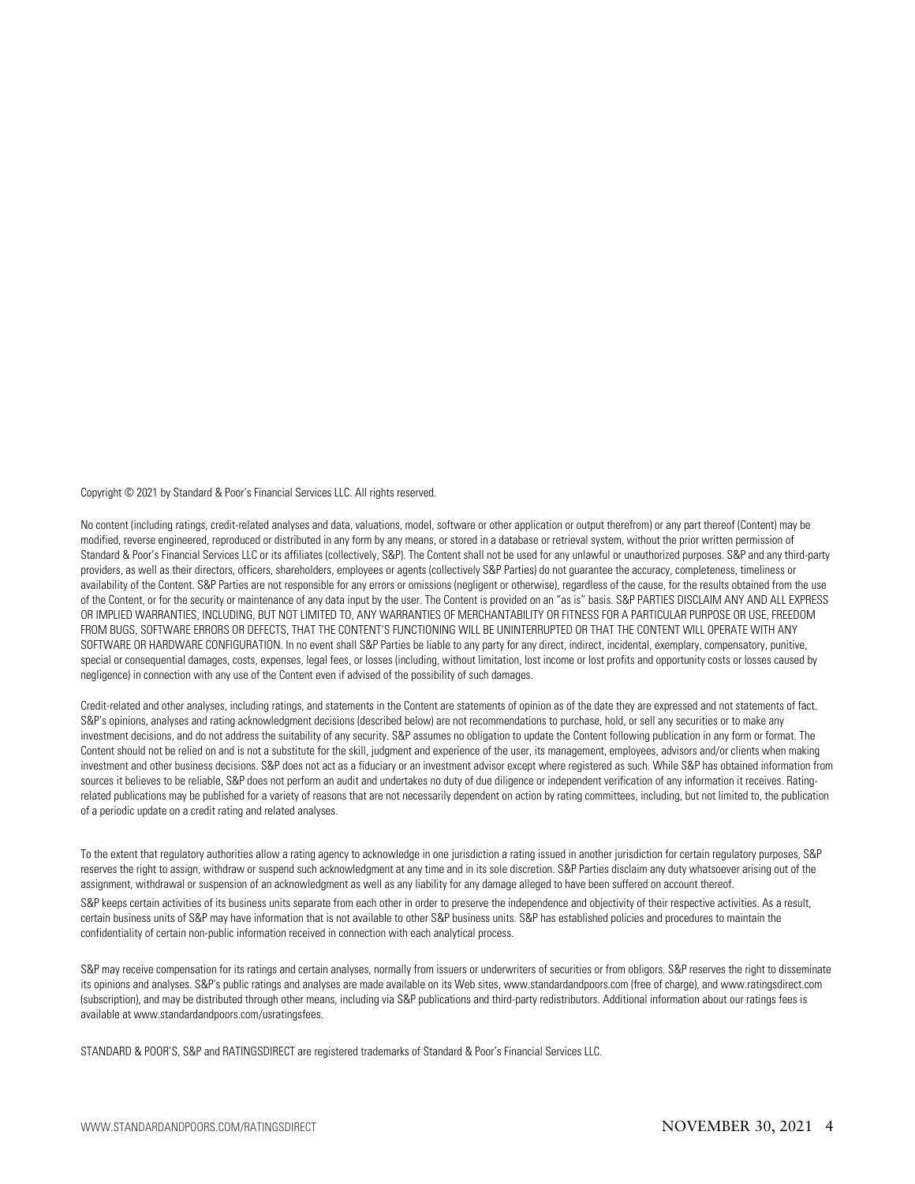Copyright © 2021 by Standard & Poor's Financial Services LLC. All rights reserved.

No content (including ratings, credit-related analyses and data, valuations, model, software or other application or output therefrom) or any part thereof (Content) may be modified, reverse engineered, reproduced or distributed in any form by any means, or stored in a database or retrieval system, without the prior written permission of Standard & Poor's Financial Services LLC or its affiliates (collectively, S&P). The Content shall not be used for any unlawful or unauthorized purposes. S&P and any third-party providers, as well as their directors, officers, shareholders, employees or agents (collectively S&P Parties) do not guarantee the accuracy, completeness, timeliness or availability of the Content. S&P Parties are not responsible for any errors or omissions (negligent or otherwise), regardless of the cause, for the results obtained from the use of the Content, or for the security or maintenance of any data input by the user. The Content is provided on an "as is" basis. S&P PARTIES DISCLAIM ANY AND ALL EXPRESS OR IMPLIED WARRANTIES, INCLUDING, BUT NOT LIMITED TO, ANY WARRANTIES OF MERCHANTABILITY OR FITNESS FOR A PARTICULAR PURPOSE OR USE, FREEDOM FROM BUGS, SOFTWARE ERRORS OR DEFECTS, THAT THE CONTENT'S FUNCTIONING WILL BE UNINTERRUPTED OR THAT THE CONTENT WILL OPERATE WITH ANY SOFTWARE OR HARDWARE CONFIGURATION. In no event shall S&P Parties be liable to any party for any direct, indirect, incidental, exemplary, compensatory, punitive, special or consequential damages, costs, expenses, legal fees, or losses (including, without limitation, lost income or lost profits and opportunity costs or losses caused by negligence) in connection with any use of the Content even if advised of the possibility of such damages.

Credit-related and other analyses, including ratings, and statements in the Content are statements of opinion as of the date they are expressed and not statements of fact. S&P's opinions, analyses and rating acknowledgment decisions (described below) are not recommendations to purchase, hold, or sell any securities or to make any investment decisions, and do not address the suitability of any security. S&P assumes no obligation to update the Content following publication in any form or format. The Content should not be relied on and is not a substitute for the skill, judgment and experience of the user, its management, employees, advisors and/or clients when making investment and other business decisions. S&P does not act as a fiduciary or an investment advisor except where registered as such. While S&P has obtained information from sources it believes to be reliable, S&P does not perform an audit and undertakes no duty of due diligence or independent verification of any information it receives. Rating-related publications may be published for a variety of reasons that are not necessarily dependent on action by rating committees, including, but not limited to, the publication of a periodic update on a credit rating and related analyses.

To the extent that regulatory authorities allow a rating agency to acknowledge in one jurisdiction a rating issued in another jurisdiction for certain regulatory purposes, S&P reserves the right to assign, withdraw or suspend such acknowledgment at any time and in its sole discretion. S&P Parties disclaim any duty whatsoever arising out of the assignment, withdrawal or suspension of an acknowledgment as well as any liability for any damage alleged to have been suffered on account thereof.

S&P keeps certain activities of its business units separate from each other in order to preserve the independence and objectivity of their respective activities. As a result, certain business units of S&P may have information that is not available to other S&P business units. S&P has established policies and procedures to maintain the confidentiality of certain non-public information received in connection with each analytical process.

S&P may receive compensation for its ratings and certain analyses, normally from issuers or underwriters of securities or from obligors. S&P reserves the right to disseminate its opinions and analyses. S&P's public ratings and analyses are made available on its Web sites, www.standardandpoors.com (free of charge), and www.ratingsdirect.com (subscription), and may be distributed through other means, including via S&P publications and third-party redistributors. Additional information about our ratings fees is available at www.standardandpoors.com/usratingsfees.

STANDARD & POOR'S, S&P and RATINGSDIRECT are registered trademarks of Standard & Poor's Financial Services LLC.